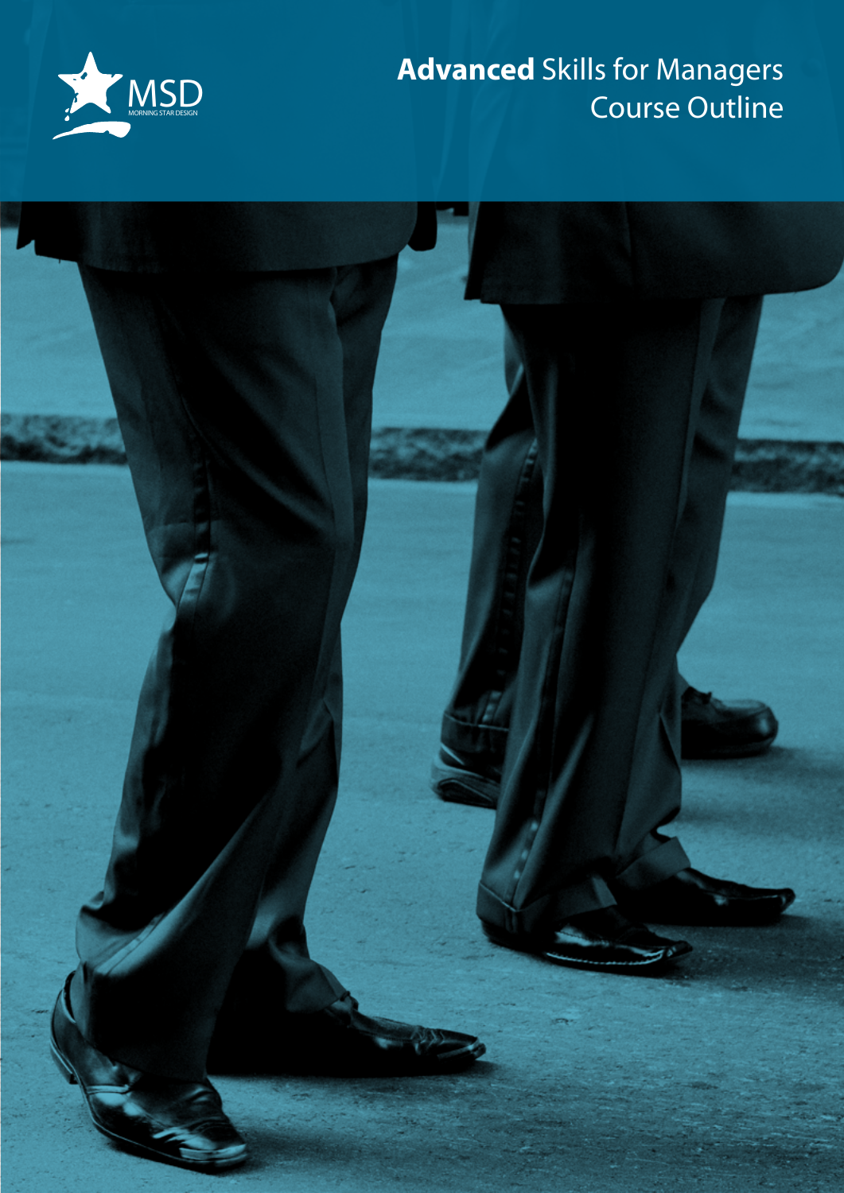MSD
MORNING STAR DESIGN

# **Advanced** Skills for Managers Course Outline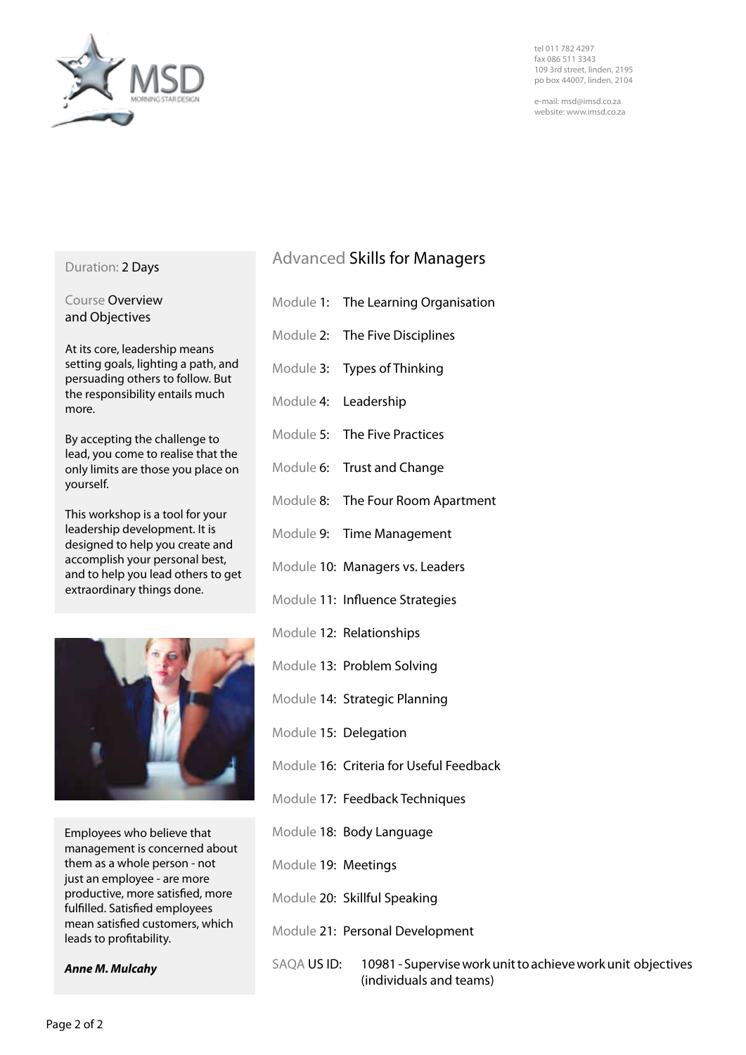tel 011 782 4297
fax 086 511 3343
109 3rd street, linden, 2195
po box 44007, linden, 2104

e-mail: msd@imsd.co.za
website: www.imsd.co.za

Duration: 2 Days

## Course Overview and Objectives

At its core, leadership means setting goals, lighting a path, and persuading others to follow. But the responsibility entails much more.

By accepting the challenge to lead, you come to realise that the only limits are those you place on yourself.

This workshop is a tool for your leadership development. It is designed to help you create and accomplish your personal best, and to help you lead others to get extraordinary things done.

Employees who believe that management is concerned about them as a whole person - not just an employee - are more productive, more satisfied, more fulfilled. Satisfied employees mean satisfied customers, which leads to profitability.

***Anne M. Mulcahy***

# Advanced Skills for Managers

Module 1: The Learning Organisation

Module 2: The Five Disciplines

Module 3: Types of Thinking

Module 4: Leadership

Module 5: The Five Practices

Module 6: Trust and Change

Module 8: The Four Room Apartment

Module 9: Time Management

Module 10: Managers vs. Leaders

Module 11: Influence Strategies

Module 12: Relationships

Module 13: Problem Solving

Module 14: Strategic Planning

Module 15: Delegation

Module 16: Criteria for Useful Feedback

Module 17: Feedback Techniques

Module 18: Body Language

Module 19: Meetings

Module 20: Skillful Speaking

Module 21: Personal Development

SAQA US ID: 10981 - Supervise work unit to achieve work unit objectives (individuals and teams)